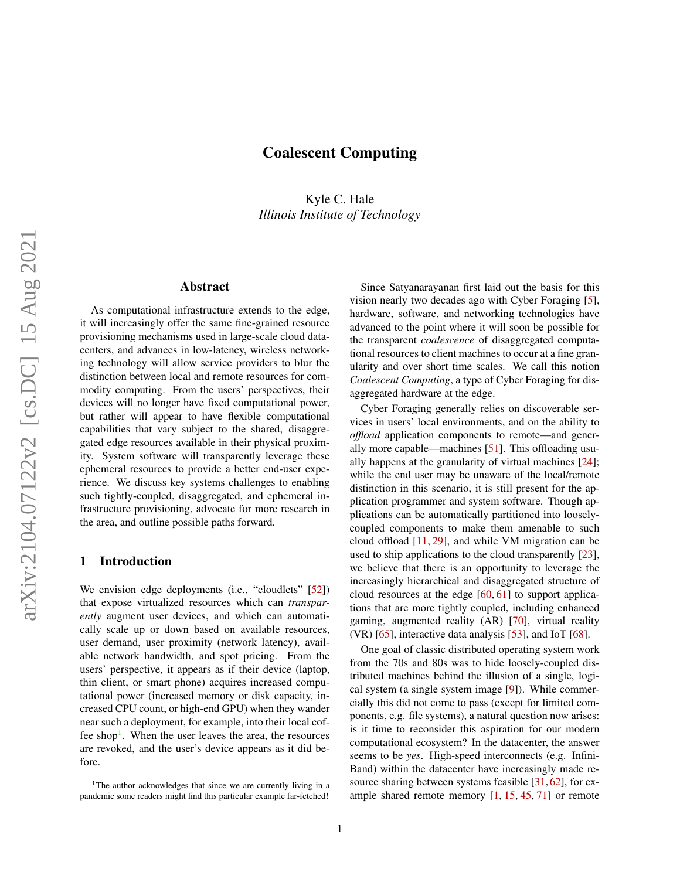# Coalescent Computing

Kyle C. Hale
*Illinois Institute of Technology*

## Abstract

As computational infrastructure extends to the edge, it will increasingly offer the same fine-grained resource provisioning mechanisms used in large-scale cloud datacenters, and advances in low-latency, wireless networking technology will allow service providers to blur the distinction between local and remote resources for commodity computing. From the users' perspectives, their devices will no longer have fixed computational power, but rather will appear to have flexible computational capabilities that vary subject to the shared, disaggregated edge resources available in their physical proximity. System software will transparently leverage these ephemeral resources to provide a better end-user experience. We discuss key systems challenges to enabling such tightly-coupled, disaggregated, and ephemeral infrastructure provisioning, advocate for more research in the area, and outline possible paths forward.

## 1 Introduction

We envision edge deployments (i.e., "cloudlets" [52]) that expose virtualized resources which can *transparently* augment user devices, and which can automatically scale up or down based on available resources, user demand, user proximity (network latency), available network bandwidth, and spot pricing. From the users' perspective, it appears as if their device (laptop, thin client, or smart phone) acquires increased computational power (increased memory or disk capacity, increased CPU count, or high-end GPU) when they wander near such a deployment, for example, into their local coffee shop[1]. When the user leaves the area, the resources are revoked, and the user's device appears as it did before.

[1] The author acknowledges that since we are currently living in a pandemic some readers might find this particular example far-fetched!

Since Satyanarayanan first laid out the basis for this vision nearly two decades ago with Cyber Foraging [5], hardware, software, and networking technologies have advanced to the point where it will soon be possible for the transparent *coalescence* of disaggregated computational resources to client machines to occur at a fine granularity and over short time scales. We call this notion *Coalescent Computing*, a type of Cyber Foraging for disaggregated hardware at the edge.

Cyber Foraging generally relies on discoverable services in users' local environments, and on the ability to *offload* application components to remote—and generally more capable—machines [51]. This offloading usually happens at the granularity of virtual machines [24]; while the end user may be unaware of the local/remote distinction in this scenario, it is still present for the application programmer and system software. Though applications can be automatically partitioned into loosely-coupled components to make them amenable to such cloud offload [11, 29], and while VM migration can be used to ship applications to the cloud transparently [23], we believe that there is an opportunity to leverage the increasingly hierarchical and disaggregated structure of cloud resources at the edge [60, 61] to support applications that are more tightly coupled, including enhanced gaming, augmented reality (AR) [70], virtual reality (VR) [65], interactive data analysis [53], and IoT [68].

One goal of classic distributed operating system work from the 70s and 80s was to hide loosely-coupled distributed machines behind the illusion of a single, logical system (a single system image [9]). While commercially this did not come to pass (except for limited components, e.g. file systems), a natural question now arises: is it time to reconsider this aspiration for our modern computational ecosystem? In the datacenter, the answer seems to be *yes*. High-speed interconnects (e.g. InfiniBand) within the datacenter have increasingly made resource sharing between systems feasible [31, 62], for example shared remote memory [1, 15, 45, 71] or remote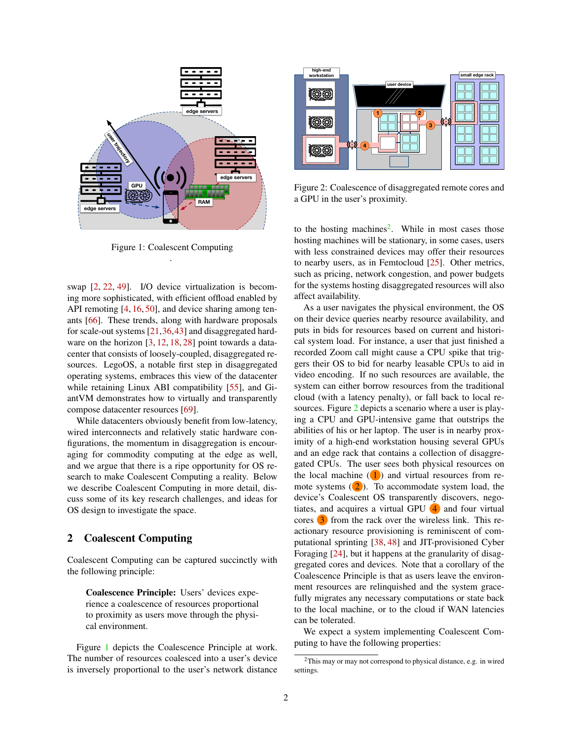Figure 1: Coalescent Computing

swap [2, 22, 49]. I/O device virtualization is becoming more sophisticated, with efficient offload enabled by API remoting [4, 16, 50], and device sharing among tenants [66]. These trends, along with hardware proposals for scale-out systems [21,36,43] and disaggregated hardware on the horizon [3, 12, 18, 28] point towards a datacenter that consists of loosely-coupled, disaggregated resources. LegoOS, a notable first step in disaggregated operating systems, embraces this view of the datacenter while retaining Linux ABI compatibility [55], and GiantVM demonstrates how to virtually and transparently compose datacenter resources [69].

While datacenters obviously benefit from low-latency, wired interconnects and relatively static hardware configurations, the momentum in disaggregation is encouraging for commodity computing at the edge as well, and we argue that there is a ripe opportunity for OS research to make Coalescent Computing a reality. Below we describe Coalescent Computing in more detail, discuss some of its key research challenges, and ideas for OS design to investigate the space.

## 2 Coalescent Computing

Coalescent Computing can be captured succinctly with the following principle:

> **Coalescence Principle:** Users' devices experience a coalescence of resources proportional to proximity as users move through the physical environment.

Figure 1 depicts the Coalescence Principle at work. The number of resources coalesced into a user's device is inversely proportional to the user's network distance to the hosting machines[2]. While in most cases those hosting machines will be stationary, in some cases, users with less constrained devices may offer their resources to nearby users, as in Femtocloud [25]. Other metrics, such as pricing, network congestion, and power budgets for the systems hosting disaggregated resources will also affect availability.

Figure 2: Coalescence of disaggregated remote cores and a GPU in the user's proximity.

As a user navigates the physical environment, the OS on their device queries nearby resource availability, and puts in bids for resources based on current and historical system load. For instance, a user that just finished a recorded Zoom call might cause a CPU spike that triggers their OS to bid for nearby leasable CPUs to aid in video encoding. If no such resources are available, the system can either borrow resources from the traditional cloud (with a latency penalty), or fall back to local resources. Figure 2 depicts a scenario where a user is playing a CPU and GPU-intensive game that outstrips the abilities of his or her laptop. The user is in nearby proximity of a high-end workstation housing several GPUs and an edge rack that contains a collection of disaggregated CPUs. The user sees both physical resources on the local machine (1) and virtual resources from remote systems (2). To accommodate system load, the device's Coalescent OS transparently discovers, negotiates, and acquires a virtual GPU (4) and four virtual cores (3) from the rack over the wireless link. This reactionary resource provisioning is reminiscent of computational spriting [38, 48] and JIT-provisioned Cyber Foraging [24], but it happens at the granularity of disaggregated cores and devices. Note that a corollary of the Coalescence Principle is that as users leave the environment resources are relinquished and the system gracefully migrates any necessary computations or state back to the local machine, or to the cloud if WAN latencies can be tolerated.

We expect a system implementing Coalescent Computing to have the following properties:

[2] This may or may not correspond to physical distance, e.g. in wired settings.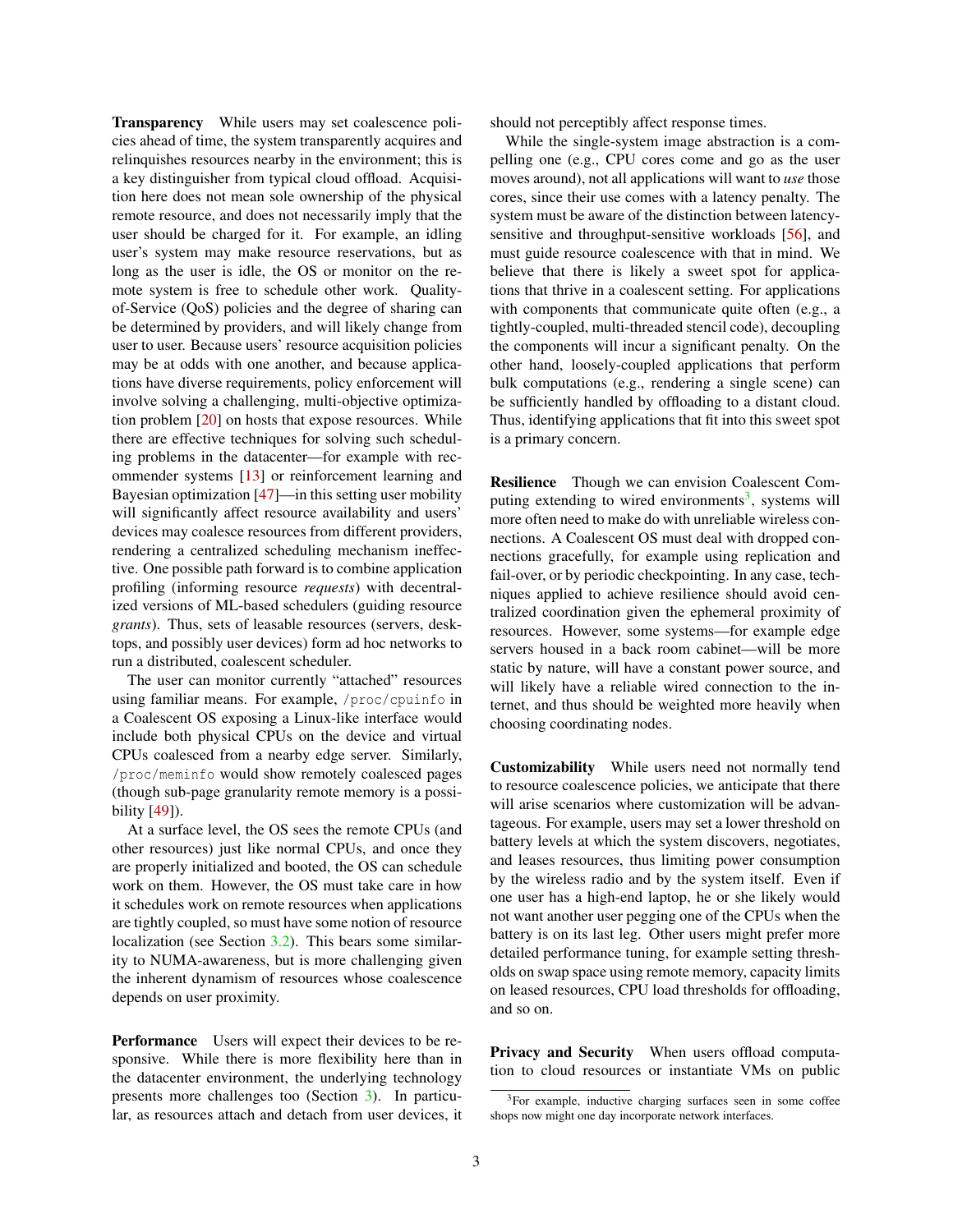**Transparency** While users may set coalescence policies ahead of time, the system transparently acquires and relinquishes resources nearby in the environment; this is a key distinguisher from typical cloud offload. Acquisition here does not mean sole ownership of the physical remote resource, and does not necessarily imply that the user should be charged for it. For example, an idling user's system may make resource reservations, but as long as the user is idle, the OS or monitor on the remote system is free to schedule other work. Quality-of-Service (QoS) policies and the degree of sharing can be determined by providers, and will likely change from user to user. Because users' resource acquisition policies may be at odds with one another, and because applications have diverse requirements, policy enforcement will involve solving a challenging, multi-objective optimization problem [20] on hosts that expose resources. While there are effective techniques for solving such scheduling problems in the datacenter—for example with recommender systems [13] or reinforcement learning and Bayesian optimization [47]—in this setting user mobility will significantly affect resource availability and users' devices may coalesce resources from different providers, rendering a centralized scheduling mechanism ineffective. One possible path forward is to combine application profiling (informing resource *requests*) with decentralized versions of ML-based schedulers (guiding resource *grants*). Thus, sets of leasable resources (servers, desktops, and possibly user devices) form ad hoc networks to run a distributed, coalescent scheduler.

The user can monitor currently "attached" resources using familiar means. For example, `/proc/cpuinfo` in a Coalescent OS exposing a Linux-like interface would include both physical CPUs on the device and virtual CPUs coalesced from a nearby edge server. Similarly, `/proc/meminfo` would show remotely coalesced pages (though sub-page granularity remote memory is a possibility [49]).

At a surface level, the OS sees the remote CPUs (and other resources) just like normal CPUs, and once they are properly initialized and booted, the OS can schedule work on them. However, the OS must take care in how it schedules work on remote resources when applications are tightly coupled, so must have some notion of resource localization (see Section 3.2). This bears some similarity to NUMA-awareness, but is more challenging given the inherent dynamism of resources whose coalescence depends on user proximity.

**Performance** Users will expect their devices to be responsive. While there is more flexibility here than in the datacenter environment, the underlying technology presents more challenges too (Section 3). In particular, as resources attach and detach from user devices, it should not perceptibly affect response times.

While the single-system image abstraction is a compelling one (e.g., CPU cores come and go as the user moves around), not all applications will want to *use* those cores, since their use comes with a latency penalty. The system must be aware of the distinction between latency-sensitive and throughput-sensitive workloads [56], and must guide resource coalescence with that in mind. We believe that there is likely a sweet spot for applications that thrive in a coalescent setting. For applications with components that communicate quite often (e.g., a tightly-coupled, multi-threaded stencil code), decoupling the components will incur a significant penalty. On the other hand, loosely-coupled applications that perform bulk computations (e.g., rendering a single scene) can be sufficiently handled by offloading to a distant cloud. Thus, identifying applications that fit into this sweet spot is a primary concern.

**Resilience** Though we can envision Coalescent Computing extending to wired environments[3], systems will more often need to make do with unreliable wireless connections. A Coalescent OS must deal with dropped connections gracefully, for example using replication and fail-over, or by periodic checkpointing. In any case, techniques applied to achieve resilience should avoid centralized coordination given the ephemeral proximity of resources. However, some systems—for example edge servers housed in a back room cabinet—will be more static by nature, will have a constant power source, and will likely have a reliable wired connection to the internet, and thus should be weighted more heavily when choosing coordinating nodes.

**Customizability** While users need not normally tend to resource coalescence policies, we anticipate that there will arise scenarios where customization will be advantageous. For example, users may set a lower threshold on battery levels at which the system discovers, negotiates, and leases resources, thus limiting power consumption by the wireless radio and by the system itself. Even if one user has a high-end laptop, he or she likely would not want another user pegging one of the CPUs when the battery is on its last leg. Other users might prefer more detailed performance tuning, for example setting thresholds on swap space using remote memory, capacity limits on leased resources, CPU load thresholds for offloading, and so on.

**Privacy and Security** When users offload computation to cloud resources or instantiate VMs on public

[3] For example, inductive charging surfaces seen in some coffee shops now might one day incorporate network interfaces.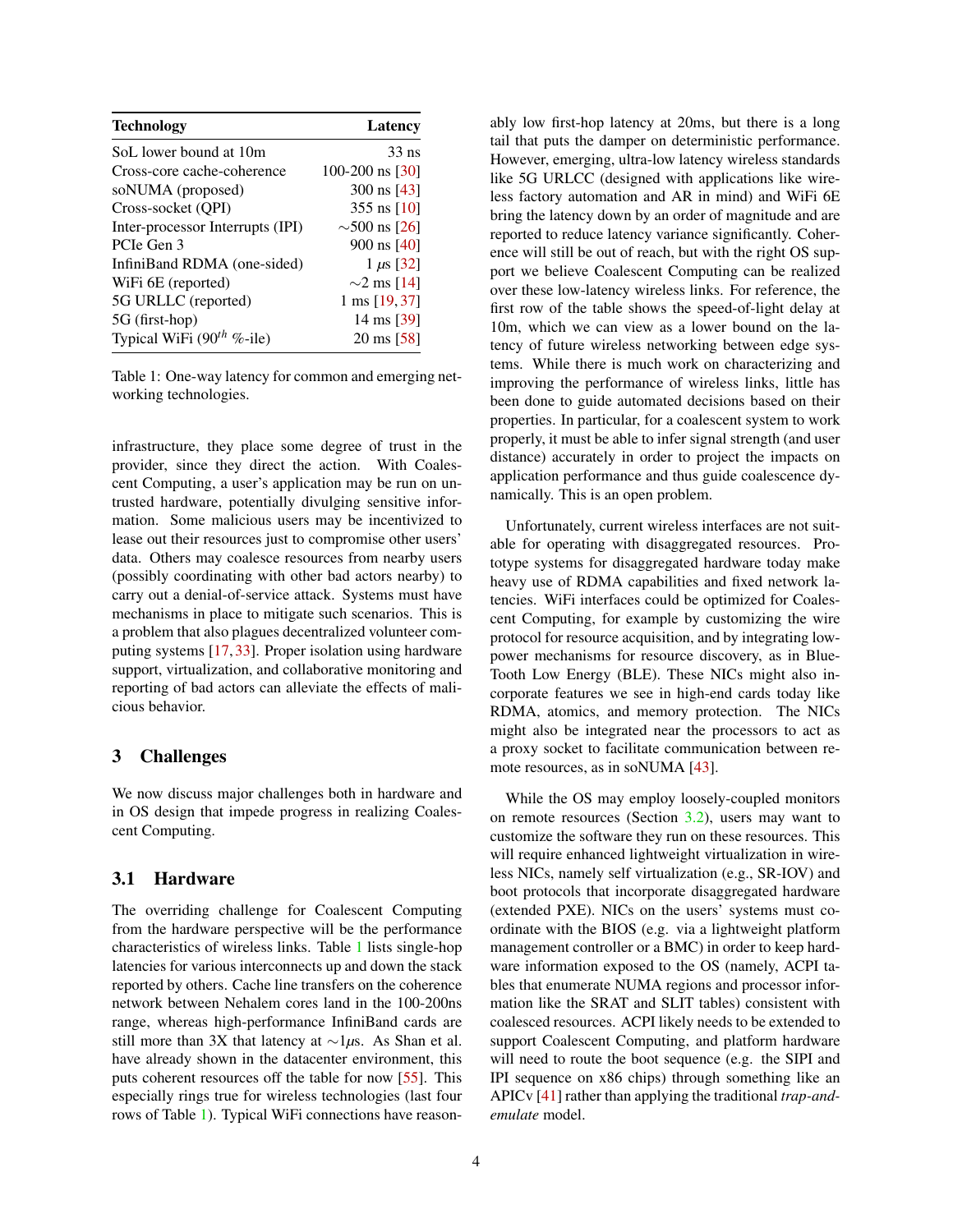| Technology | Latency |
|---|---|
| SoL lower bound at 10m | 33 ns |
| Cross-core cache-coherence | 100-200 ns [30] |
| soNUMA (proposed) | 300 ns [43] |
| Cross-socket (QPI) | 355 ns [10] |
| Inter-processor Interrupts (IPI) | ~500 ns [26] |
| PCIe Gen 3 | 900 ns [40] |
| InfiniBand RDMA (one-sided) | 1 $\mu$s [32] |
| WiFi 6E (reported) | ~2 ms [14] |
| 5G URLLC (reported) | 1 ms [19, 37] |
| 5G (first-hop) | 14 ms [39] |
| Typical WiFi ($90^{th}$ %-ile) | 20 ms [58] |

Table 1: One-way latency for common and emerging networking technologies.

infrastructure, they place some degree of trust in the provider, since they direct the action. With Coalescent Computing, a user's application may be run on untrusted hardware, potentially divulging sensitive information. Some malicious users may be incentivized to lease out their resources just to compromise other users' data. Others may coalesce resources from nearby users (possibly coordinating with other bad actors nearby) to carry out a denial-of-service attack. Systems must have mechanisms in place to mitigate such scenarios. This is a problem that also plagues decentralized volunteer computing systems [17, 33]. Proper isolation using hardware support, virtualization, and collaborative monitoring and reporting of bad actors can alleviate the effects of malicious behavior.

## 3 Challenges

We now discuss major challenges both in hardware and in OS design that impede progress in realizing Coalescent Computing.

### 3.1 Hardware

The overriding challenge for Coalescent Computing from the hardware perspective will be the performance characteristics of wireless links. Table 1 lists single-hop latencies for various interconnects up and down the stack reported by others. Cache line transfers on the coherence network between Nehalem cores land in the 100-200ns range, whereas high-performance InfiniBand cards are still more than 3X that latency at ~1$\mu$s. As Shan et al. have already shown in the datacenter environment, this puts coherent resources off the table for now [55]. This especially rings true for wireless technologies (last four rows of Table 1). Typical WiFi connections have reasonably low first-hop latency at 20ms, but there is a long tail that puts the damper on deterministic performance. However, emerging, ultra-low latency wireless standards like 5G URLCC (designed with applications like wireless factory automation and AR in mind) and WiFi 6E bring the latency down by an order of magnitude and are reported to reduce latency variance significantly. Coherence will still be out of reach, but with the right OS support we believe Coalescent Computing can be realized over these low-latency wireless links. For reference, the first row of the table shows the speed-of-light delay at 10m, which we can view as a lower bound on the latency of future wireless networking between edge systems. While there is much work on characterizing and improving the performance of wireless links, little has been done to guide automated decisions based on their properties. In particular, for a coalescent system to work properly, it must be able to infer signal strength (and user distance) accurately in order to project the impacts on application performance and thus guide coalescence dynamically. This is an open problem.

Unfortunately, current wireless interfaces are not suitable for operating with disaggregated resources. Prototype systems for disaggregated hardware today make heavy use of RDMA capabilities and fixed network latencies. WiFi interfaces could be optimized for Coalescent Computing, for example by customizing the wire protocol for resource acquisition, and by integrating low-power mechanisms for resource discovery, as in BlueTooth Low Energy (BLE). These NICs might also incorporate features we see in high-end cards today like RDMA, atomics, and memory protection. The NICs might also be integrated near the processors to act as a proxy socket to facilitate communication between remote resources, as in soNUMA [43].

While the OS may employ loosely-coupled monitors on remote resources (Section 3.2), users may want to customize the software they run on these resources. This will require enhanced lightweight virtualization in wireless NICs, namely self virtualization (e.g., SR-IOV) and boot protocols that incorporate disaggregated hardware (extended PXE). NICs on the users' systems must coordinate with the BIOS (e.g. via a lightweight platform management controller or a BMC) in order to keep hardware information exposed to the OS (namely, ACPI tables that enumerate NUMA regions and processor information like the SRAT and SLIT tables) consistent with coalesced resources. ACPI likely needs to be extended to support Coalescent Computing, and platform hardware will need to route the boot sequence (e.g. the SIPI and IPI sequence on x86 chips) through something like an APICv [41] rather than applying the traditional *trap-and-emulate* model.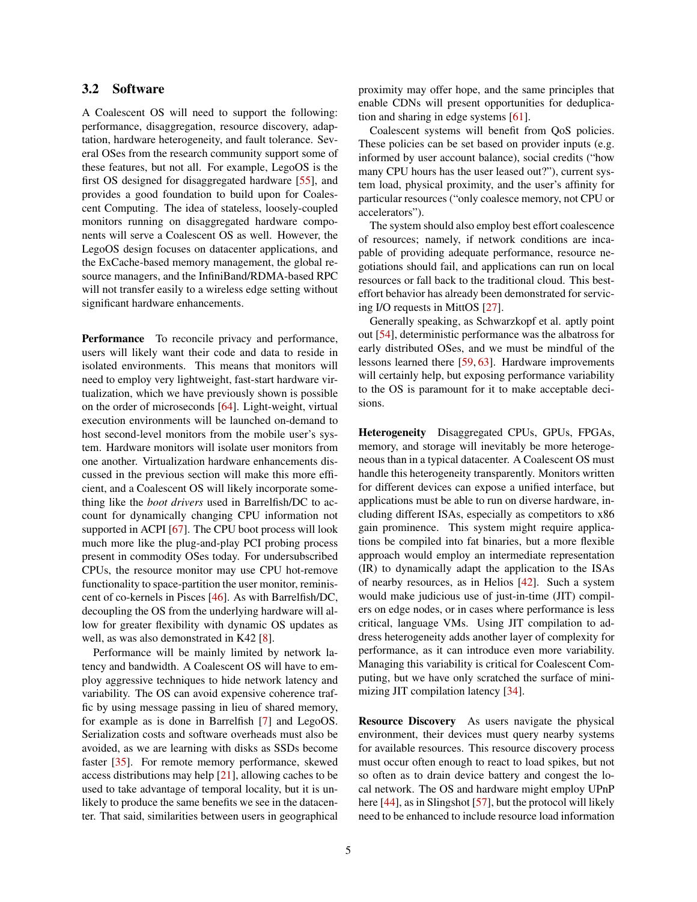### 3.2 Software

A Coalescent OS will need to support the following: performance, disaggregation, resource discovery, adaptation, hardware heterogeneity, and fault tolerance. Several OSes from the research community support some of these features, but not all. For example, LegoOS is the first OS designed for disaggregated hardware [55], and provides a good foundation to build upon for Coalescent Computing. The idea of stateless, loosely-coupled monitors running on disaggregated hardware components will serve a Coalescent OS as well. However, the LegoOS design focuses on datacenter applications, and the ExCache-based memory management, the global resource managers, and the InfiniBand/RDMA-based RPC will not transfer easily to a wireless edge setting without significant hardware enhancements.

**Performance** To reconcile privacy and performance, users will likely want their code and data to reside in isolated environments. This means that monitors will need to employ very lightweight, fast-start hardware virtualization, which we have previously shown is possible on the order of microseconds [64]. Light-weight, virtual execution environments will be launched on-demand to host second-level monitors from the mobile user's system. Hardware monitors will isolate user monitors from one another. Virtualization hardware enhancements discussed in the previous section will make this more efficient, and a Coalescent OS will likely incorporate something like the *boot drivers* used in Barrelfish/DC to account for dynamically changing CPU information not supported in ACPI [67]. The CPU boot process will look much more like the plug-and-play PCI probing process present in commodity OSes today. For undersubscribed CPUs, the resource monitor may use CPU hot-remove functionality to space-partition the user monitor, reminiscent of co-kernels in Pisces [46]. As with Barrelfish/DC, decoupling the OS from the underlying hardware will allow for greater flexibility with dynamic OS updates as well, as was also demonstrated in K42 [8].

Performance will be mainly limited by network latency and bandwidth. A Coalescent OS will have to employ aggressive techniques to hide network latency and variability. The OS can avoid expensive coherence traffic by using message passing in lieu of shared memory, for example as is done in Barrelfish [7] and LegoOS. Serialization costs and software overheads must also be avoided, as we are learning with disks as SSDs become faster [35]. For remote memory performance, skewed access distributions may help [21], allowing caches to be used to take advantage of temporal locality, but it is unlikely to produce the same benefits we see in the datacenter. That said, similarities between users in geographical proximity may offer hope, and the same principles that enable CDNs will present opportunities for deduplication and sharing in edge systems [61].

Coalescent systems will benefit from QoS policies. These policies can be set based on provider inputs (e.g. informed by user account balance), social credits ("how many CPU hours has the user leased out?"), current system load, physical proximity, and the user's affinity for particular resources ("only coalesce memory, not CPU or accelerators").

The system should also employ best effort coalescence of resources; namely, if network conditions are incapable of providing adequate performance, resource negotiations should fail, and applications can run on local resources or fall back to the traditional cloud. This best-effort behavior has already been demonstrated for servicing I/O requests in MittOS [27].

Generally speaking, as Schwarzkopf et al. aptly point out [54], deterministic performance was the albatross for early distributed OSes, and we must be mindful of the lessons learned there [59, 63]. Hardware improvements will certainly help, but exposing performance variability to the OS is paramount for it to make acceptable decisions.

**Heterogeneity** Disaggregated CPUs, GPUs, FPGAs, memory, and storage will inevitably be more heterogeneous than in a typical datacenter. A Coalescent OS must handle this heterogeneity transparently. Monitors written for different devices can expose a unified interface, but applications must be able to run on diverse hardware, including different ISAs, especially as competitors to x86 gain prominence. This system might require applications be compiled into fat binaries, but a more flexible approach would employ an intermediate representation (IR) to dynamically adapt the application to the ISAs of nearby resources, as in Helios [42]. Such a system would make judicious use of just-in-time (JIT) compilers on edge nodes, or in cases where performance is less critical, language VMs. Using JIT compilation to address heterogeneity adds another layer of complexity for performance, as it can introduce even more variability. Managing this variability is critical for Coalescent Computing, but we have only scratched the surface of minimizing JIT compilation latency [34].

**Resource Discovery** As users navigate the physical environment, their devices must query nearby systems for available resources. This resource discovery process must occur often enough to react to load spikes, but not so often as to drain device battery and congest the local network. The OS and hardware might employ UPnP here [44], as in Slingshot [57], but the protocol will likely need to be enhanced to include resource load information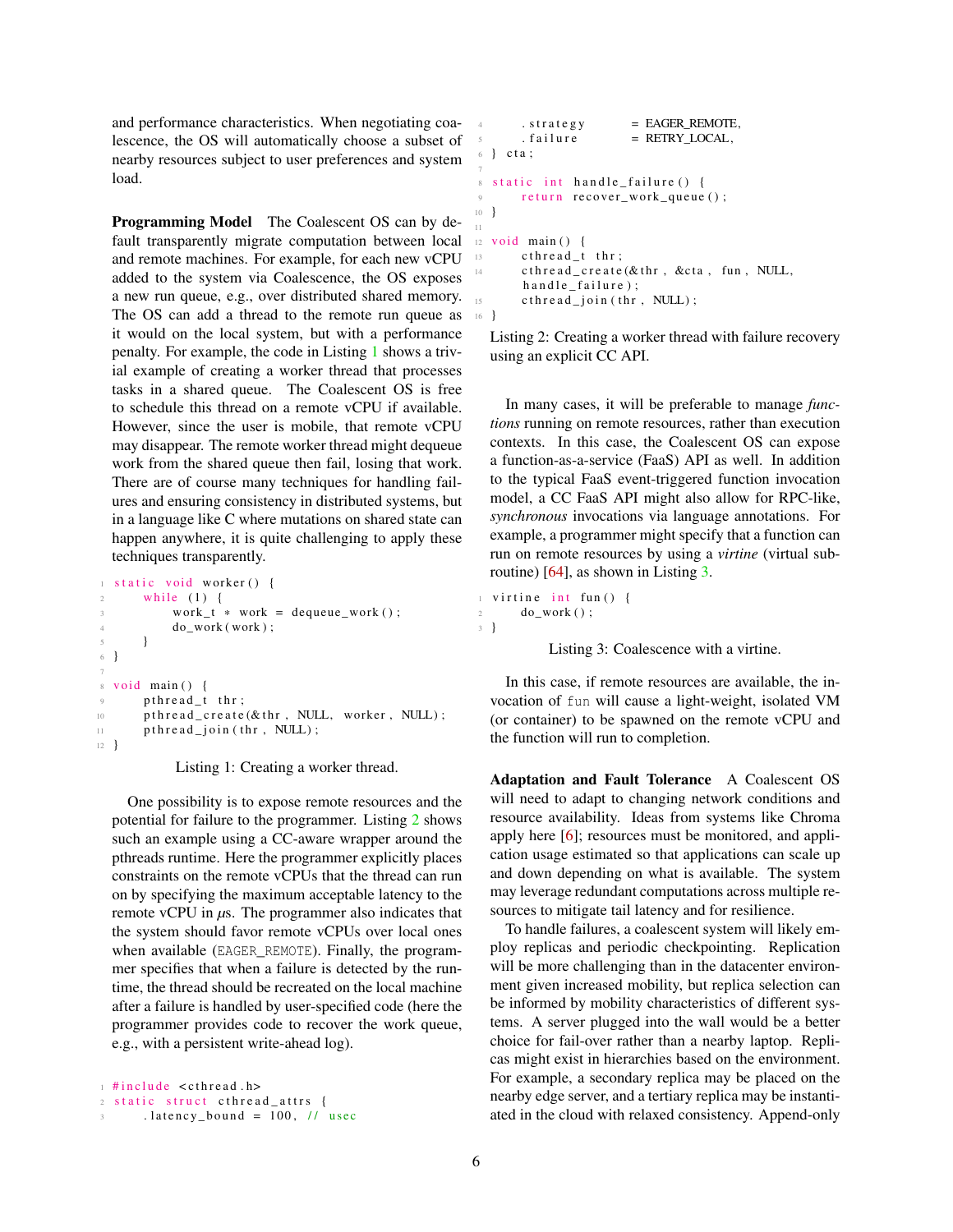and performance characteristics. When negotiating coalescence, the OS will automatically choose a subset of nearby resources subject to user preferences and system load.

**Programming Model** The Coalescent OS can by default transparently migrate computation between local and remote machines. For example, for each new vCPU added to the system via Coalescence, the OS exposes a new run queue, e.g., over distributed shared memory. The OS can add a thread to the remote run queue as it would on the local system, but with a performance penalty. For example, the code in Listing 1 shows a trivial example of creating a worker thread that processes tasks in a shared queue. The Coalescent OS is free to schedule this thread on a remote vCPU if available. However, since the user is mobile, that remote vCPU may disappear. The remote worker thread might dequeue work from the shared queue then fail, losing that work. There are of course many techniques for handling failures and ensuring consistency in distributed systems, but in a language like C where mutations on shared state can happen anywhere, it is quite challenging to apply these techniques transparently.

```
static void worker() {
    while (1) {
        work_t * work = dequeue_work();
        do_work(work);
    }
}

void main() {
    pthread_t thr;
    pthread_create(&thr, NULL, worker, NULL);
    pthread_join(thr, NULL);
}
```

Listing 1: Creating a worker thread.

One possibility is to expose remote resources and the potential for failure to the programmer. Listing 2 shows such an example using a CC-aware wrapper around the pthreads runtime. Here the programmer explicitly places constraints on the remote vCPUs that the thread can run on by specifying the maximum acceptable latency to the remote vCPU in $\mu$s. The programmer also indicates that the system should favor remote vCPUs over local ones when available (`EAGER_REMOTE`). Finally, the programmer specifies that when a failure is detected by the runtime, the thread should be recreated on the local machine after a failure is handled by user-specified code (here the programmer provides code to recover the work queue, e.g., with a persistent write-ahead log).

```
#include <cthread.h>
static struct cthread_attrs {
    .latency_bound = 100, // usec
    .strategy      = EAGER_REMOTE,
    .failure       = RETRY_LOCAL,
} cta;

static int handle_failure() {
    return recover_work_queue();
}

void main() {
    cthread_t thr;
    cthread_create(&thr, &cta, fun, NULL,
    handle_failure);
    cthread_join(thr, NULL);
}
```

Listing 2: Creating a worker thread with failure recovery using an explicit CC API.

In many cases, it will be preferable to manage *functions* running on remote resources, rather than execution contexts. In this case, the Coalescent OS can expose a function-as-a-service (FaaS) API as well. In addition to the typical FaaS event-triggered function invocation model, a CC FaaS API might also allow for RPC-like, *synchronous* invocations via language annotations. For example, a programmer might specify that a function can run on remote resources by using a *virtine* (virtual subroutine) [64], as shown in Listing 3.

```
virtine int fun() {
    do_work();
}
```

Listing 3: Coalescence with a virtine.

In this case, if remote resources are available, the invocation of `fun` will cause a light-weight, isolated VM (or container) to be spawned on the remote vCPU and the function will run to completion.

**Adaptation and Fault Tolerance** A Coalescent OS will need to adapt to changing network conditions and resource availability. Ideas from systems like Chroma apply here [6]; resources must be monitored, and application usage estimated so that applications can scale up and down depending on what is available. The system may leverage redundant computations across multiple resources to mitigate tail latency and for resilience.

To handle failures, a coalescent system will likely employ replicas and periodic checkpointing. Replication will be more challenging than in the datacenter environment given increased mobility, but replica selection can be informed by mobility characteristics of different systems. A server plugged into the wall would be a better choice for fail-over rather than a nearby laptop. Replicas might exist in hierarchies based on the environment. For example, a secondary replica may be placed on the nearby edge server, and a tertiary replica may be instantiated in the cloud with relaxed consistency. Append-only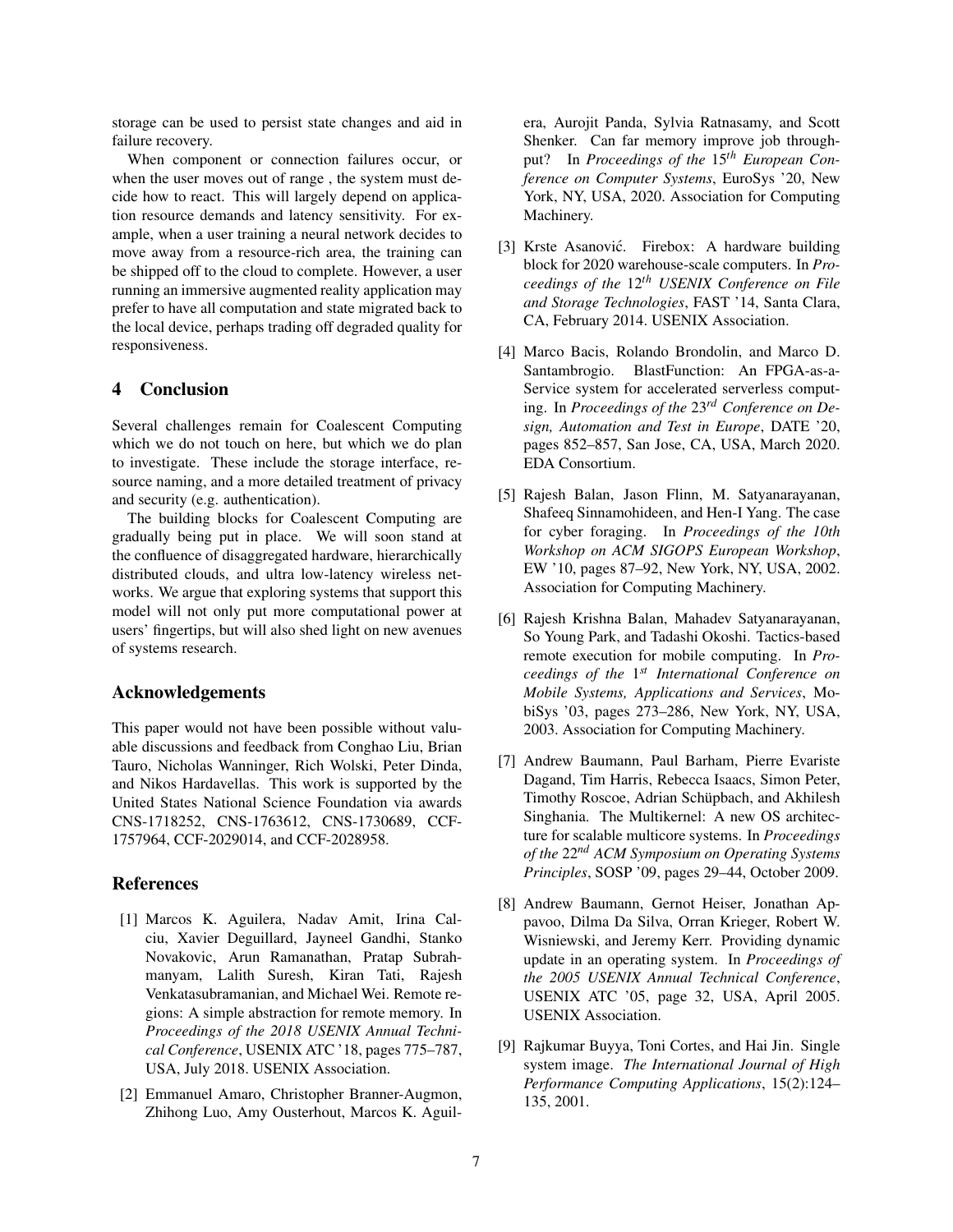storage can be used to persist state changes and aid in failure recovery.

When component or connection failures occur, or when the user moves out of range , the system must decide how to react. This will largely depend on application resource demands and latency sensitivity. For example, when a user training a neural network decides to move away from a resource-rich area, the training can be shipped off to the cloud to complete. However, a user running an immersive augmented reality application may prefer to have all computation and state migrated back to the local device, perhaps trading off degraded quality for responsiveness.

## 4 Conclusion

Several challenges remain for Coalescent Computing which we do not touch on here, but which we do plan to investigate. These include the storage interface, resource naming, and a more detailed treatment of privacy and security (e.g. authentication).

The building blocks for Coalescent Computing are gradually being put in place. We will soon stand at the confluence of disaggregated hardware, hierarchically distributed clouds, and ultra low-latency wireless networks. We argue that exploring systems that support this model will not only put more computational power at users' fingertips, but will also shed light on new avenues of systems research.

## Acknowledgements

This paper would not have been possible without valuable discussions and feedback from Conghao Liu, Brian Tauro, Nicholas Wanninger, Rich Wolski, Peter Dinda, and Nikos Hardavellas. This work is supported by the United States National Science Foundation via awards CNS-1718252, CNS-1763612, CNS-1730689, CCF-1757964, CCF-2029014, and CCF-2028958.

## References

[1] Marcos K. Aguilera, Nadav Amit, Irina Calciu, Xavier Deguillard, Jayneel Gandhi, Stanko Novakovic, Arun Ramanathan, Pratap Subrahmanyam, Lalith Suresh, Kiran Tati, Rajesh Venkatasubramanian, and Michael Wei. Remote regions: A simple abstraction for remote memory. In *Proceedings of the 2018 USENIX Annual Technical Conference*, USENIX ATC '18, pages 775–787, USA, July 2018. USENIX Association.

[2] Emmanuel Amaro, Christopher Branner-Augmon, Zhihong Luo, Amy Ousterhout, Marcos K. Aguilera, Aurojit Panda, Sylvia Ratnasamy, and Scott Shenker. Can far memory improve job throughput? In *Proceedings of the $15^{th}$ European Conference on Computer Systems*, EuroSys '20, New York, NY, USA, 2020. Association for Computing Machinery.

[3] Krste Asanović. Firebox: A hardware building block for 2020 warehouse-scale computers. In *Proceedings of the $12^{th}$ USENIX Conference on File and Storage Technologies*, FAST '14, Santa Clara, CA, February 2014. USENIX Association.

[4] Marco Bacis, Rolando Brondolin, and Marco D. Santambrogio. BlastFunction: An FPGA-as-a-Service system for accelerated serverless computing. In *Proceedings of the $23^{rd}$ Conference on Design, Automation and Test in Europe*, DATE '20, pages 852–857, San Jose, CA, USA, March 2020. EDA Consortium.

[5] Rajesh Balan, Jason Flinn, M. Satyanarayanan, Shafeeq Sinnamohideen, and Hen-I Yang. The case for cyber foraging. In *Proceedings of the 10th Workshop on ACM SIGOPS European Workshop*, EW '10, pages 87–92, New York, NY, USA, 2002. Association for Computing Machinery.

[6] Rajesh Krishna Balan, Mahadev Satyanarayanan, So Young Park, and Tadashi Okoshi. Tactics-based remote execution for mobile computing. In *Proceedings of the $1^{st}$ International Conference on Mobile Systems, Applications and Services*, MobiSys '03, pages 273–286, New York, NY, USA, 2003. Association for Computing Machinery.

[7] Andrew Baumann, Paul Barham, Pierre Evariste Dagand, Tim Harris, Rebecca Isaacs, Simon Peter, Timothy Roscoe, Adrian Schüpbach, and Akhilesh Singhania. The Multikernel: A new OS architecture for scalable multicore systems. In *Proceedings of the $22^{nd}$ ACM Symposium on Operating Systems Principles*, SOSP '09, pages 29–44, October 2009.

[8] Andrew Baumann, Gernot Heiser, Jonathan Appavoo, Dilma Da Silva, Orran Krieger, Robert W. Wisniewski, and Jeremy Kerr. Providing dynamic update in an operating system. In *Proceedings of the 2005 USENIX Annual Technical Conference*, USENIX ATC '05, page 32, USA, April 2005. USENIX Association.

[9] Rajkumar Buyya, Toni Cortes, and Hai Jin. Single system image. *The International Journal of High Performance Computing Applications*, 15(2):124–135, 2001.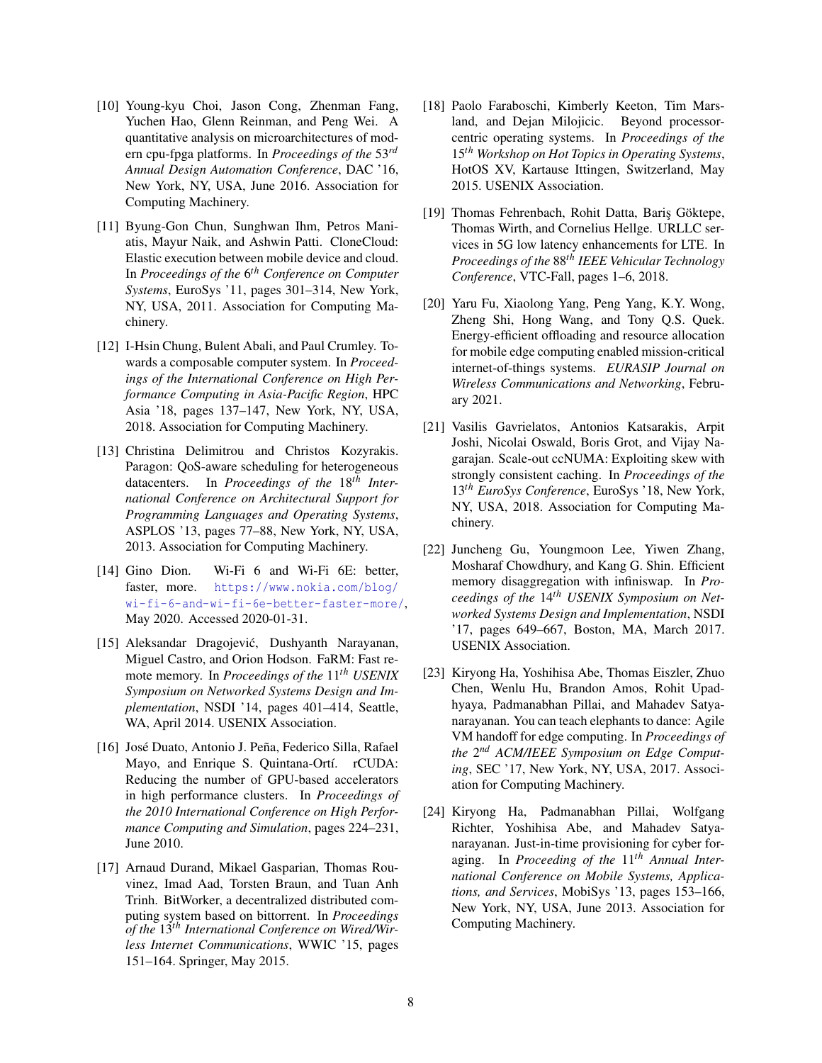[10] Young-kyu Choi, Jason Cong, Zhenman Fang, Yuchen Hao, Glenn Reinman, and Peng Wei. A quantitative analysis on microarchitectures of modern cpu-fpga platforms. In *Proceedings of the 53rd Annual Design Automation Conference*, DAC '16, New York, NY, USA, June 2016. Association for Computing Machinery.

[11] Byung-Gon Chun, Sunghwan Ihm, Petros Maniatis, Mayur Naik, and Ashwin Patti. CloneCloud: Elastic execution between mobile device and cloud. In *Proceedings of the 6th Conference on Computer Systems*, EuroSys '11, pages 301–314, New York, NY, USA, 2011. Association for Computing Machinery.

[12] I-Hsin Chung, Bulent Abali, and Paul Crumley. Towards a composable computer system. In *Proceedings of the International Conference on High Performance Computing in Asia-Pacific Region*, HPC Asia '18, pages 137–147, New York, NY, USA, 2018. Association for Computing Machinery.

[13] Christina Delimitrou and Christos Kozyrakis. Paragon: QoS-aware scheduling for heterogeneous datacenters. In *Proceedings of the 18th International Conference on Architectural Support for Programming Languages and Operating Systems*, ASPLOS '13, pages 77–88, New York, NY, USA, 2013. Association for Computing Machinery.

[14] Gino Dion. Wi-Fi 6 and Wi-Fi 6E: better, faster, more. https://www.nokia.com/blog/wi-fi-6-and-wi-fi-6e-better-faster-more/, May 2020. Accessed 2020-01-31.

[15] Aleksandar Dragojević, Dushyanth Narayanan, Miguel Castro, and Orion Hodson. FaRM: Fast remote memory. In *Proceedings of the 11th USENIX Symposium on Networked Systems Design and Implementation*, NSDI '14, pages 401–414, Seattle, WA, April 2014. USENIX Association.

[16] José Duato, Antonio J. Peña, Federico Silla, Rafael Mayo, and Enrique S. Quintana-Ortí. rCUDA: Reducing the number of GPU-based accelerators in high performance clusters. In *Proceedings of the 2010 International Conference on High Performance Computing and Simulation*, pages 224–231, June 2010.

[17] Arnaud Durand, Mikael Gasparian, Thomas Rouvinez, Imad Aad, Torsten Braun, and Tuan Anh Trinh. BitWorker, a decentralized distributed computing system based on bittorrent. In *Proceedings of the 13th International Conference on Wired/Wireless Internet Communications*, WWIC '15, pages 151–164. Springer, May 2015.

[18] Paolo Faraboschi, Kimberly Keeton, Tim Marsland, and Dejan Milojicic. Beyond processor-centric operating systems. In *Proceedings of the 15th Workshop on Hot Topics in Operating Systems*, HotOS XV, Kartause Ittingen, Switzerland, May 2015. USENIX Association.

[19] Thomas Fehrenbach, Rohit Datta, Bariş Göktepe, Thomas Wirth, and Cornelius Hellge. URLLC services in 5G low latency enhancements for LTE. In *Proceedings of the 88th IEEE Vehicular Technology Conference*, VTC-Fall, pages 1–6, 2018.

[20] Yaru Fu, Xiaolong Yang, Peng Yang, K.Y. Wong, Zheng Shi, Hong Wang, and Tony Q.S. Quek. Energy-efficient offloading and resource allocation for mobile edge computing enabled mission-critical internet-of-things systems. *EURASIP Journal on Wireless Communications and Networking*, February 2021.

[21] Vasilis Gavrielatos, Antonios Katsarakis, Arpit Joshi, Nicolai Oswald, Boris Grot, and Vijay Nagarajan. Scale-out ccNUMA: Exploiting skew with strongly consistent caching. In *Proceedings of the 13th EuroSys Conference*, EuroSys '18, New York, NY, USA, 2018. Association for Computing Machinery.

[22] Juncheng Gu, Youngmoon Lee, Yiwen Zhang, Mosharaf Chowdhury, and Kang G. Shin. Efficient memory disaggregation with infiniswap. In *Proceedings of the 14th USENIX Symposium on Networked Systems Design and Implementation*, NSDI '17, pages 649–667, Boston, MA, March 2017. USENIX Association.

[23] Kiryong Ha, Yoshihisa Abe, Thomas Eiszler, Zhuo Chen, Wenlu Hu, Brandon Amos, Rohit Upadhyaya, Padmanabhan Pillai, and Mahadev Satyanarayanan. You can teach elephants to dance: Agile VM handoff for edge computing. In *Proceedings of the 2nd ACM/IEEE Symposium on Edge Computing*, SEC '17, New York, NY, USA, 2017. Association for Computing Machinery.

[24] Kiryong Ha, Padmanabhan Pillai, Wolfgang Richter, Yoshihisa Abe, and Mahadev Satyanarayanan. Just-in-time provisioning for cyber foraging. In *Proceeding of the 11th Annual International Conference on Mobile Systems, Applications, and Services*, MobiSys '13, pages 153–166, New York, NY, USA, June 2013. Association for Computing Machinery.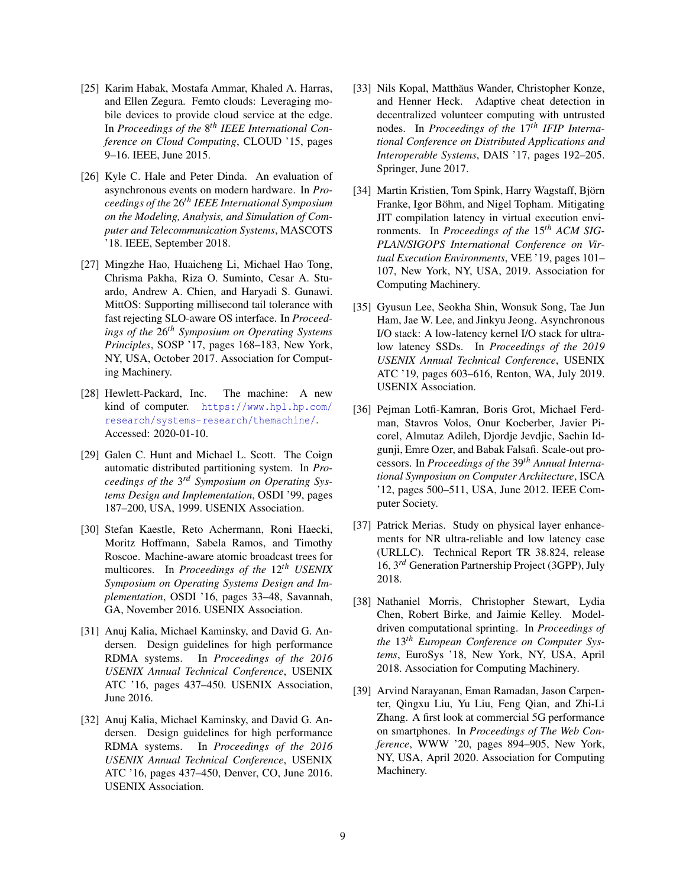[25] Karim Habak, Mostafa Ammar, Khaled A. Harras, and Ellen Zegura. Femto clouds: Leveraging mobile devices to provide cloud service at the edge. In *Proceedings of the* $8^{th}$ *IEEE International Conference on Cloud Computing*, CLOUD '15, pages 9–16. IEEE, June 2015.

[26] Kyle C. Hale and Peter Dinda. An evaluation of asynchronous events on modern hardware. In *Proceedings of the* $26^{th}$ *IEEE International Symposium on the Modeling, Analysis, and Simulation of Computer and Telecommunication Systems*, MASCOTS '18. IEEE, September 2018.

[27] Mingzhe Hao, Huaicheng Li, Michael Hao Tong, Chrisma Pakha, Riza O. Suminto, Cesar A. Stuardo, Andrew A. Chien, and Haryadi S. Gunawi. MittOS: Supporting millisecond tail tolerance with fast rejecting SLO-aware OS interface. In *Proceedings of the* $26^{th}$ *Symposium on Operating Systems Principles*, SOSP '17, pages 168–183, New York, NY, USA, October 2017. Association for Computing Machinery.

[28] Hewlett-Packard, Inc. The machine: A new kind of computer. https://www.hpl.hp.com/research/systems-research/themachine/. Accessed: 2020-01-10.

[29] Galen C. Hunt and Michael L. Scott. The Coign automatic distributed partitioning system. In *Proceedings of the* $3^{rd}$ *Symposium on Operating Systems Design and Implementation*, OSDI '99, pages 187–200, USA, 1999. USENIX Association.

[30] Stefan Kaestle, Reto Achermann, Roni Haecki, Moritz Hoffmann, Sabela Ramos, and Timothy Roscoe. Machine-aware atomic broadcast trees for multicores. In *Proceedings of the* $12^{th}$ *USENIX Symposium on Operating Systems Design and Implementation*, OSDI '16, pages 33–48, Savannah, GA, November 2016. USENIX Association.

[31] Anuj Kalia, Michael Kaminsky, and David G. Andersen. Design guidelines for high performance RDMA systems. In *Proceedings of the 2016 USENIX Annual Technical Conference*, USENIX ATC '16, pages 437–450. USENIX Association, June 2016.

[32] Anuj Kalia, Michael Kaminsky, and David G. Andersen. Design guidelines for high performance RDMA systems. In *Proceedings of the 2016 USENIX Annual Technical Conference*, USENIX ATC '16, pages 437–450, Denver, CO, June 2016. USENIX Association.

[33] Nils Kopal, Matthäus Wander, Christopher Konze, and Henner Heck. Adaptive cheat detection in decentralized volunteer computing with untrusted nodes. In *Proceedings of the* $17^{th}$ *IFIP International Conference on Distributed Applications and Interoperable Systems*, DAIS '17, pages 192–205. Springer, June 2017.

[34] Martin Kristien, Tom Spink, Harry Wagstaff, Björn Franke, Igor Böhm, and Nigel Topham. Mitigating JIT compilation latency in virtual execution environments. In *Proceedings of the* $15^{th}$ *ACM SIGPLAN/SIGOPS International Conference on Virtual Execution Environments*, VEE '19, pages 101–107, New York, NY, USA, 2019. Association for Computing Machinery.

[35] Gyusun Lee, Seokha Shin, Wonsuk Song, Tae Jun Ham, Jae W. Lee, and Jinkyu Jeong. Asynchronous I/O stack: A low-latency kernel I/O stack for ultra-low latency SSDs. In *Proceedings of the 2019 USENIX Annual Technical Conference*, USENIX ATC '19, pages 603–616, Renton, WA, July 2019. USENIX Association.

[36] Pejman Lotfi-Kamran, Boris Grot, Michael Ferdman, Stavros Volos, Onur Kocberber, Javier Picorel, Almutaz Adileh, Djordje Jevdjic, Sachin Idgunji, Emre Ozer, and Babak Falsafi. Scale-out processors. In *Proceedings of the* $39^{th}$ *Annual International Symposium on Computer Architecture*, ISCA '12, pages 500–511, USA, June 2012. IEEE Computer Society.

[37] Patrick Merias. Study on physical layer enhancements for NR ultra-reliable and low latency case (URLLC). Technical Report TR 38.824, release 16, $3^{rd}$ Generation Partnership Project (3GPP), July 2018.

[38] Nathaniel Morris, Christopher Stewart, Lydia Chen, Robert Birke, and Jaimie Kelley. Model-driven computational sprinting. In *Proceedings of the* $13^{th}$ *European Conference on Computer Systems*, EuroSys '18, New York, NY, USA, April 2018. Association for Computing Machinery.

[39] Arvind Narayanan, Eman Ramadan, Jason Carpenter, Qingxu Liu, Yu Liu, Feng Qian, and Zhi-Li Zhang. A first look at commercial 5G performance on smartphones. In *Proceedings of The Web Conference*, WWW '20, pages 894–905, New York, NY, USA, April 2020. Association for Computing Machinery.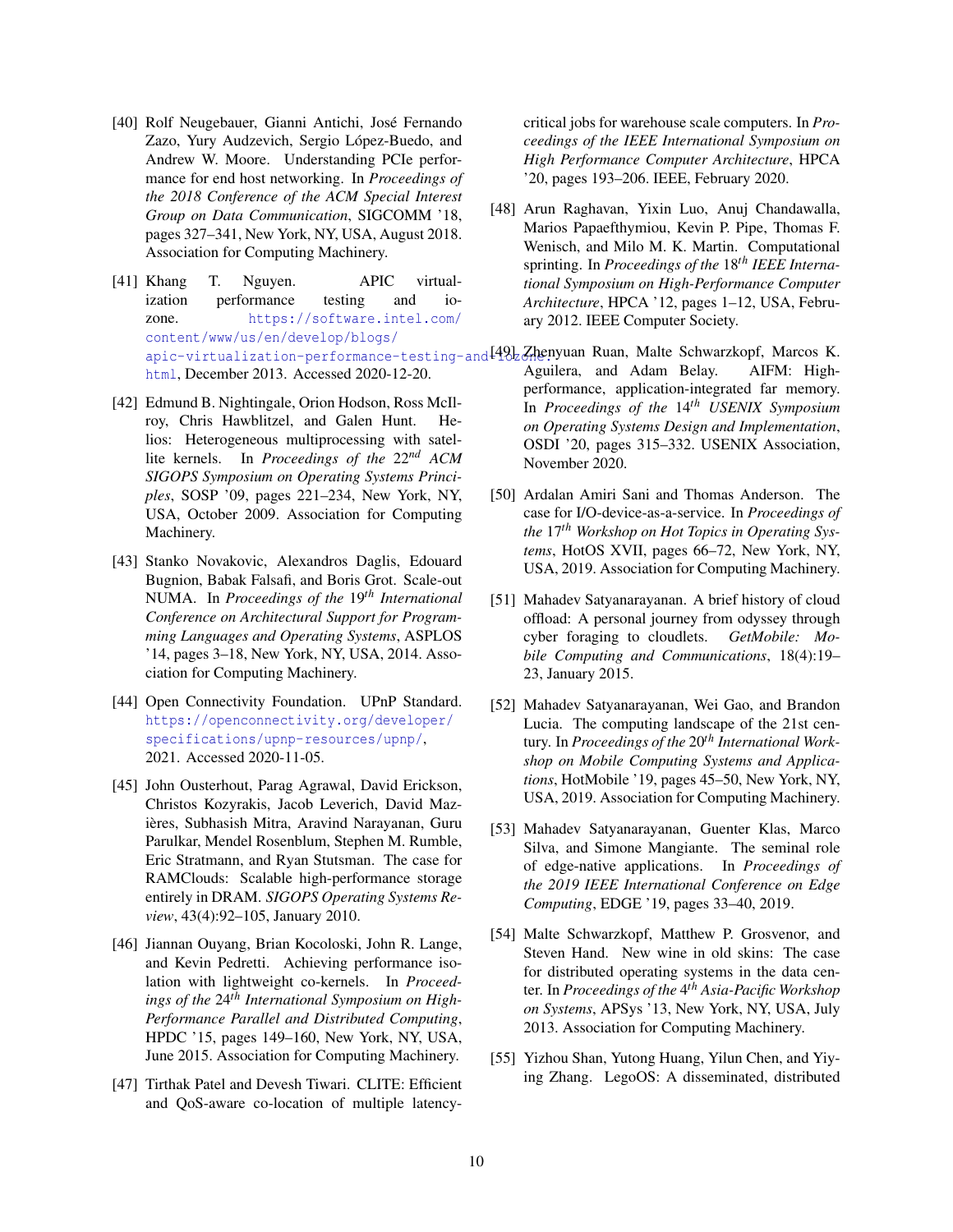[40] Rolf Neugebauer, Gianni Antichi, José Fernando Zazo, Yury Audzevich, Sergio López-Buedo, and Andrew W. Moore. Understanding PCIe performance for end host networking. In *Proceedings of the 2018 Conference of the ACM Special Interest Group on Data Communication*, SIGCOMM '18, pages 327–341, New York, NY, USA, August 2018. Association for Computing Machinery.

[41] Khang T. Nguyen. APIC virtualization performance testing and iozone. https://software.intel.com/content/www/us/en/develop/blogs/apic-virtualization-performance-testing-and-iozone.html, December 2013. Accessed 2020-12-20.

[42] Edmund B. Nightingale, Orion Hodson, Ross McIlroy, Chris Hawblitzel, and Galen Hunt. Helios: Heterogeneous multiprocessing with satellite kernels. In *Proceedings of the 22nd ACM SIGOPS Symposium on Operating Systems Principles*, SOSP '09, pages 221–234, New York, NY, USA, October 2009. Association for Computing Machinery.

[43] Stanko Novakovic, Alexandros Daglis, Edouard Bugnion, Babak Falsafi, and Boris Grot. Scale-out NUMA. In *Proceedings of the 19th International Conference on Architectural Support for Programming Languages and Operating Systems*, ASPLOS '14, pages 3–18, New York, NY, USA, 2014. Association for Computing Machinery.

[44] Open Connectivity Foundation. UPnP Standard. https://openconnectivity.org/developer/specifications/upnp-resources/upnp/, 2021. Accessed 2020-11-05.

[45] John Ousterhout, Parag Agrawal, David Erickson, Christos Kozyrakis, Jacob Leverich, David Mazières, Subhasish Mitra, Aravind Narayanan, Guru Parulkar, Mendel Rosenblum, Stephen M. Rumble, Eric Stratmann, and Ryan Stutsman. The case for RAMClouds: Scalable high-performance storage entirely in DRAM. *SIGOPS Operating Systems Review*, 43(4):92–105, January 2010.

[46] Jiannan Ouyang, Brian Kocoloski, John R. Lange, and Kevin Pedretti. Achieving performance isolation with lightweight co-kernels. In *Proceedings of the 24th International Symposium on High-Performance Parallel and Distributed Computing*, HPDC '15, pages 149–160, New York, NY, USA, June 2015. Association for Computing Machinery.

[47] Tirthak Patel and Devesh Tiwari. CLITE: Efficient and QoS-aware co-location of multiple latency-critical jobs for warehouse scale computers. In *Proceedings of the IEEE International Symposium on High Performance Computer Architecture*, HPCA '20, pages 193–206. IEEE, February 2020.

[48] Arun Raghavan, Yixin Luo, Anuj Chandawalla, Marios Papaefthymiou, Kevin P. Pipe, Thomas F. Wenisch, and Milo M. K. Martin. Computational sprinting. In *Proceedings of the 18th IEEE International Symposium on High-Performance Computer Architecture*, HPCA '12, pages 1–12, USA, February 2012. IEEE Computer Society.

[49] Zhenyuan Ruan, Malte Schwarzkopf, Marcos K. Aguilera, and Adam Belay. AIFM: High-performance, application-integrated far memory. In *Proceedings of the 14th USENIX Symposium on Operating Systems Design and Implementation*, OSDI '20, pages 315–332. USENIX Association, November 2020.

[50] Ardalan Amiri Sani and Thomas Anderson. The case for I/O-device-as-a-service. In *Proceedings of the 17th Workshop on Hot Topics in Operating Systems*, HotOS XVII, pages 66–72, New York, NY, USA, 2019. Association for Computing Machinery.

[51] Mahadev Satyanarayanan. A brief history of cloud offload: A personal journey from odyssey through cyber foraging to cloudlets. *GetMobile: Mobile Computing and Communications*, 18(4):19–23, January 2015.

[52] Mahadev Satyanarayanan, Wei Gao, and Brandon Lucia. The computing landscape of the 21st century. In *Proceedings of the 20th International Workshop on Mobile Computing Systems and Applications*, HotMobile '19, pages 45–50, New York, NY, USA, 2019. Association for Computing Machinery.

[53] Mahadev Satyanarayanan, Guenter Klas, Marco Silva, and Simone Mangiante. The seminal role of edge-native applications. In *Proceedings of the 2019 IEEE International Conference on Edge Computing*, EDGE '19, pages 33–40, 2019.

[54] Malte Schwarzkopf, Matthew P. Grosvenor, and Steven Hand. New wine in old skins: The case for distributed operating systems in the data center. In *Proceedings of the 4th Asia-Pacific Workshop on Systems*, APSys '13, New York, NY, USA, July 2013. Association for Computing Machinery.

[55] Yizhou Shan, Yutong Huang, Yilun Chen, and Yiying Zhang. LegoOS: A disseminated, distributed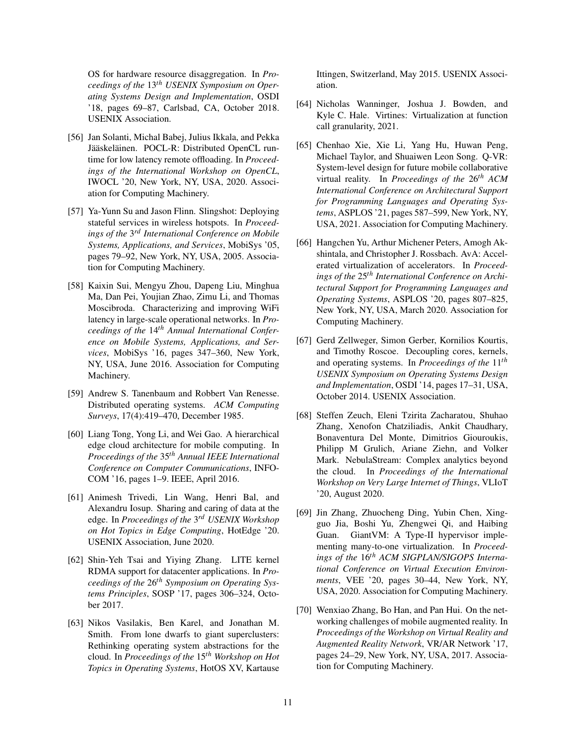OS for hardware resource disaggregation. In *Proceedings of the* 13*th* *USENIX Symposium on Operating Systems Design and Implementation*, OSDI '18, pages 69–87, Carlsbad, CA, October 2018. USENIX Association.

[56] Jan Solanti, Michal Babej, Julius Ikkala, and Pekka Jääskeläinen. POCL-R: Distributed OpenCL runtime for low latency remote offloading. In *Proceedings of the International Workshop on OpenCL*, IWOCL '20, New York, NY, USA, 2020. Association for Computing Machinery.

[57] Ya-Yunn Su and Jason Flinn. Slingshot: Deploying stateful services in wireless hotspots. In *Proceedings of the* 3*rd* *International Conference on Mobile Systems, Applications, and Services*, MobiSys '05, pages 79–92, New York, NY, USA, 2005. Association for Computing Machinery.

[58] Kaixin Sui, Mengyu Zhou, Dapeng Liu, Minghua Ma, Dan Pei, Youjian Zhao, Zimu Li, and Thomas Moscibroda. Characterizing and improving WiFi latency in large-scale operational networks. In *Proceedings of the* 14*th* *Annual International Conference on Mobile Systems, Applications, and Services*, MobiSys '16, pages 347–360, New York, NY, USA, June 2016. Association for Computing Machinery.

[59] Andrew S. Tanenbaum and Robbert Van Renesse. Distributed operating systems. *ACM Computing Surveys*, 17(4):419–470, December 1985.

[60] Liang Tong, Yong Li, and Wei Gao. A hierarchical edge cloud architecture for mobile computing. In *Proceedings of the* 35*th* *Annual IEEE International Conference on Computer Communications*, INFOCOM '16, pages 1–9. IEEE, April 2016.

[61] Animesh Trivedi, Lin Wang, Henri Bal, and Alexandru Iosup. Sharing and caring of data at the edge. In *Proceedings of the* 3*rd* *USENIX Workshop on Hot Topics in Edge Computing*, HotEdge '20. USENIX Association, June 2020.

[62] Shin-Yeh Tsai and Yiying Zhang. LITE kernel RDMA support for datacenter applications. In *Proceedings of the* 26*th* *Symposium on Operating Systems Principles*, SOSP '17, pages 306–324, October 2017.

[63] Nikos Vasilakis, Ben Karel, and Jonathan M. Smith. From lone dwarfs to giant superclusters: Rethinking operating system abstractions for the cloud. In *Proceedings of the* 15*th* *Workshop on Hot Topics in Operating Systems*, HotOS XV, Kartause Ittingen, Switzerland, May 2015. USENIX Association.

[64] Nicholas Wanninger, Joshua J. Bowden, and Kyle C. Hale. Virtines: Virtualization at function call granularity, 2021.

[65] Chenhao Xie, Xie Li, Yang Hu, Huwan Peng, Michael Taylor, and Shuaiwen Leon Song. Q-VR: System-level design for future mobile collaborative virtual reality. In *Proceedings of the* 26*th* *ACM International Conference on Architectural Support for Programming Languages and Operating Systems*, ASPLOS '21, pages 587–599, New York, NY, USA, 2021. Association for Computing Machinery.

[66] Hangchen Yu, Arthur Michener Peters, Amogh Akshintala, and Christopher J. Rossbach. AvA: Accelerated virtualization of accelerators. In *Proceedings of the* 25*th* *International Conference on Architectural Support for Programming Languages and Operating Systems*, ASPLOS '20, pages 807–825, New York, NY, USA, March 2020. Association for Computing Machinery.

[67] Gerd Zellweger, Simon Gerber, Kornilios Kourtis, and Timothy Roscoe. Decoupling cores, kernels, and operating systems. In *Proceedings of the* 11*th* *USENIX Symposium on Operating Systems Design and Implementation*, OSDI '14, pages 17–31, USA, October 2014. USENIX Association.

[68] Steffen Zeuch, Eleni Tzirita Zacharatou, Shuhao Zhang, Xenofon Chatziliadis, Ankit Chaudhary, Bonaventura Del Monte, Dimitrios Giouroukis, Philipp M Grulich, Ariane Ziehn, and Volker Mark. NebulaStream: Complex analytics beyond the cloud. In *Proceedings of the International Workshop on Very Large Internet of Things*, VLIoT '20, August 2020.

[69] Jin Zhang, Zhuocheng Ding, Yubin Chen, Xingguo Jia, Boshi Yu, Zhengwei Qi, and Haibing Guan. GiantVM: A Type-II hypervisor implementing many-to-one virtualization. In *Proceedings of the* 16*th* *ACM SIGPLAN/SIGOPS International Conference on Virtual Execution Environments*, VEE '20, pages 30–44, New York, NY, USA, 2020. Association for Computing Machinery.

[70] Wenxiao Zhang, Bo Han, and Pan Hui. On the networking challenges of mobile augmented reality. In *Proceedings of the Workshop on Virtual Reality and Augmented Reality Network*, VR/AR Network '17, pages 24–29, New York, NY, USA, 2017. Association for Computing Machinery.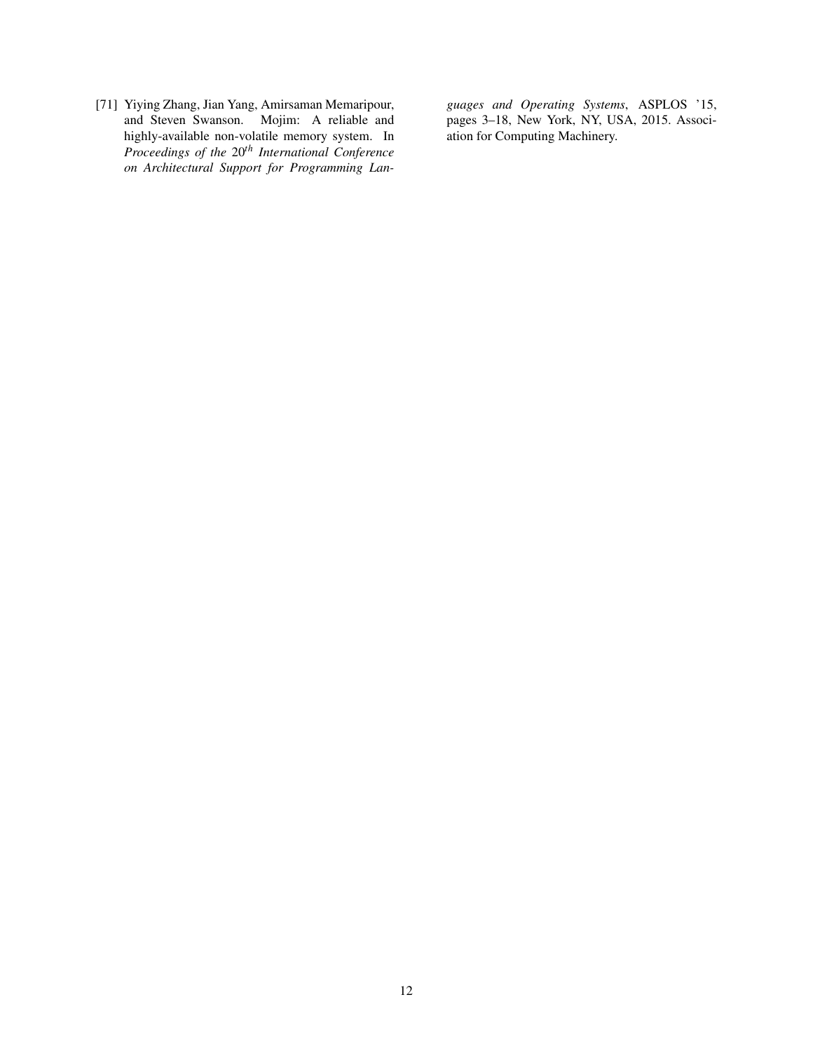[71] Yiying Zhang, Jian Yang, Amirsaman Memaripour, and Steven Swanson. Mojim: A reliable and highly-available non-volatile memory system. In *Proceedings of the* $20^{th}$ *International Conference on Architectural Support for Programming Languages and Operating Systems*, ASPLOS '15, pages 3–18, New York, NY, USA, 2015. Association for Computing Machinery.